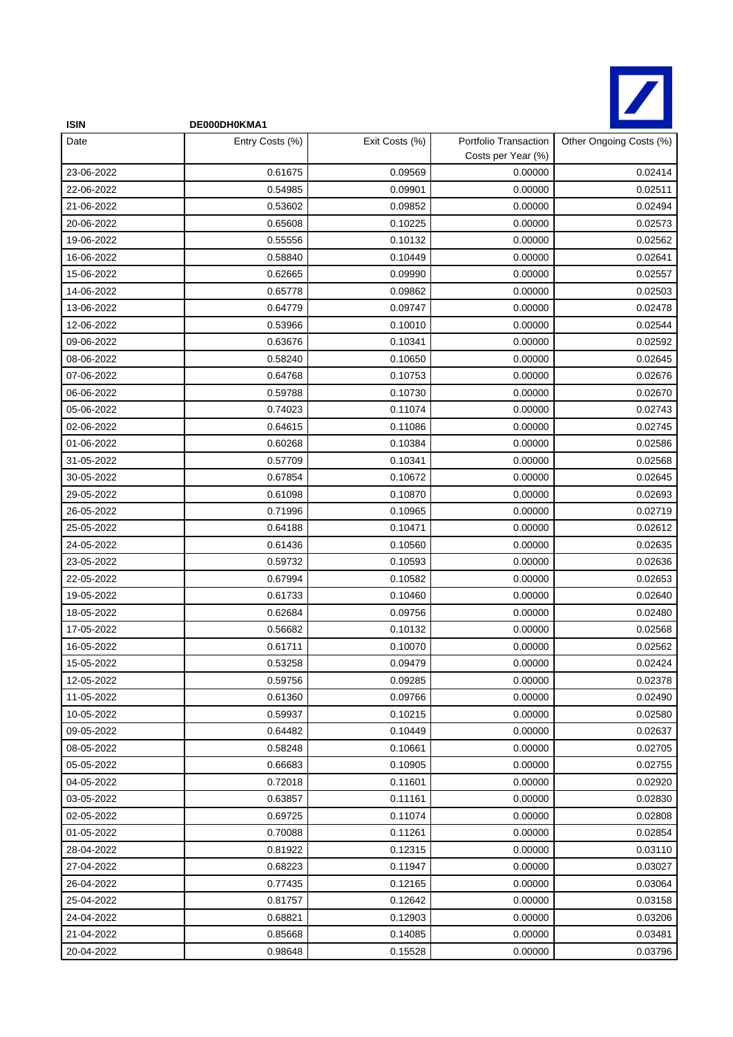**ISIN** DE000DH0KMA1

| Date | Entry Costs (%) | Exit Costs (%) | Portfolio Transaction Costs per Year (%) | Other Ongoing Costs (%) |
|---|---|---|---|---|
| 23-06-2022 | 0.61675 | 0.09569 | 0.00000 | 0.02414 |
| 22-06-2022 | 0.54985 | 0.09901 | 0.00000 | 0.02511 |
| 21-06-2022 | 0.53602 | 0.09852 | 0.00000 | 0.02494 |
| 20-06-2022 | 0.65608 | 0.10225 | 0.00000 | 0.02573 |
| 19-06-2022 | 0.55556 | 0.10132 | 0.00000 | 0.02562 |
| 16-06-2022 | 0.58840 | 0.10449 | 0.00000 | 0.02641 |
| 15-06-2022 | 0.62665 | 0.09990 | 0.00000 | 0.02557 |
| 14-06-2022 | 0.65778 | 0.09862 | 0.00000 | 0.02503 |
| 13-06-2022 | 0.64779 | 0.09747 | 0.00000 | 0.02478 |
| 12-06-2022 | 0.53966 | 0.10010 | 0.00000 | 0.02544 |
| 09-06-2022 | 0.63676 | 0.10341 | 0.00000 | 0.02592 |
| 08-06-2022 | 0.58240 | 0.10650 | 0.00000 | 0.02645 |
| 07-06-2022 | 0.64768 | 0.10753 | 0.00000 | 0.02676 |
| 06-06-2022 | 0.59788 | 0.10730 | 0.00000 | 0.02670 |
| 05-06-2022 | 0.74023 | 0.11074 | 0.00000 | 0.02743 |
| 02-06-2022 | 0.64615 | 0.11086 | 0.00000 | 0.02745 |
| 01-06-2022 | 0.60268 | 0.10384 | 0.00000 | 0.02586 |
| 31-05-2022 | 0.57709 | 0.10341 | 0.00000 | 0.02568 |
| 30-05-2022 | 0.67854 | 0.10672 | 0.00000 | 0.02645 |
| 29-05-2022 | 0.61098 | 0.10870 | 0.00000 | 0.02693 |
| 26-05-2022 | 0.71996 | 0.10965 | 0.00000 | 0.02719 |
| 25-05-2022 | 0.64188 | 0.10471 | 0.00000 | 0.02612 |
| 24-05-2022 | 0.61436 | 0.10560 | 0.00000 | 0.02635 |
| 23-05-2022 | 0.59732 | 0.10593 | 0.00000 | 0.02636 |
| 22-05-2022 | 0.67994 | 0.10582 | 0.00000 | 0.02653 |
| 19-05-2022 | 0.61733 | 0.10460 | 0.00000 | 0.02640 |
| 18-05-2022 | 0.62684 | 0.09756 | 0.00000 | 0.02480 |
| 17-05-2022 | 0.56682 | 0.10132 | 0.00000 | 0.02568 |
| 16-05-2022 | 0.61711 | 0.10070 | 0.00000 | 0.02562 |
| 15-05-2022 | 0.53258 | 0.09479 | 0.00000 | 0.02424 |
| 12-05-2022 | 0.59756 | 0.09285 | 0.00000 | 0.02378 |
| 11-05-2022 | 0.61360 | 0.09766 | 0.00000 | 0.02490 |
| 10-05-2022 | 0.59937 | 0.10215 | 0.00000 | 0.02580 |
| 09-05-2022 | 0.64482 | 0.10449 | 0.00000 | 0.02637 |
| 08-05-2022 | 0.58248 | 0.10661 | 0.00000 | 0.02705 |
| 05-05-2022 | 0.66683 | 0.10905 | 0.00000 | 0.02755 |
| 04-05-2022 | 0.72018 | 0.11601 | 0.00000 | 0.02920 |
| 03-05-2022 | 0.63857 | 0.11161 | 0.00000 | 0.02830 |
| 02-05-2022 | 0.69725 | 0.11074 | 0.00000 | 0.02808 |
| 01-05-2022 | 0.70088 | 0.11261 | 0.00000 | 0.02854 |
| 28-04-2022 | 0.81922 | 0.12315 | 0.00000 | 0.03110 |
| 27-04-2022 | 0.68223 | 0.11947 | 0.00000 | 0.03027 |
| 26-04-2022 | 0.77435 | 0.12165 | 0.00000 | 0.03064 |
| 25-04-2022 | 0.81757 | 0.12642 | 0.00000 | 0.03158 |
| 24-04-2022 | 0.68821 | 0.12903 | 0.00000 | 0.03206 |
| 21-04-2022 | 0.85668 | 0.14085 | 0.00000 | 0.03481 |
| 20-04-2022 | 0.98648 | 0.15528 | 0.00000 | 0.03796 |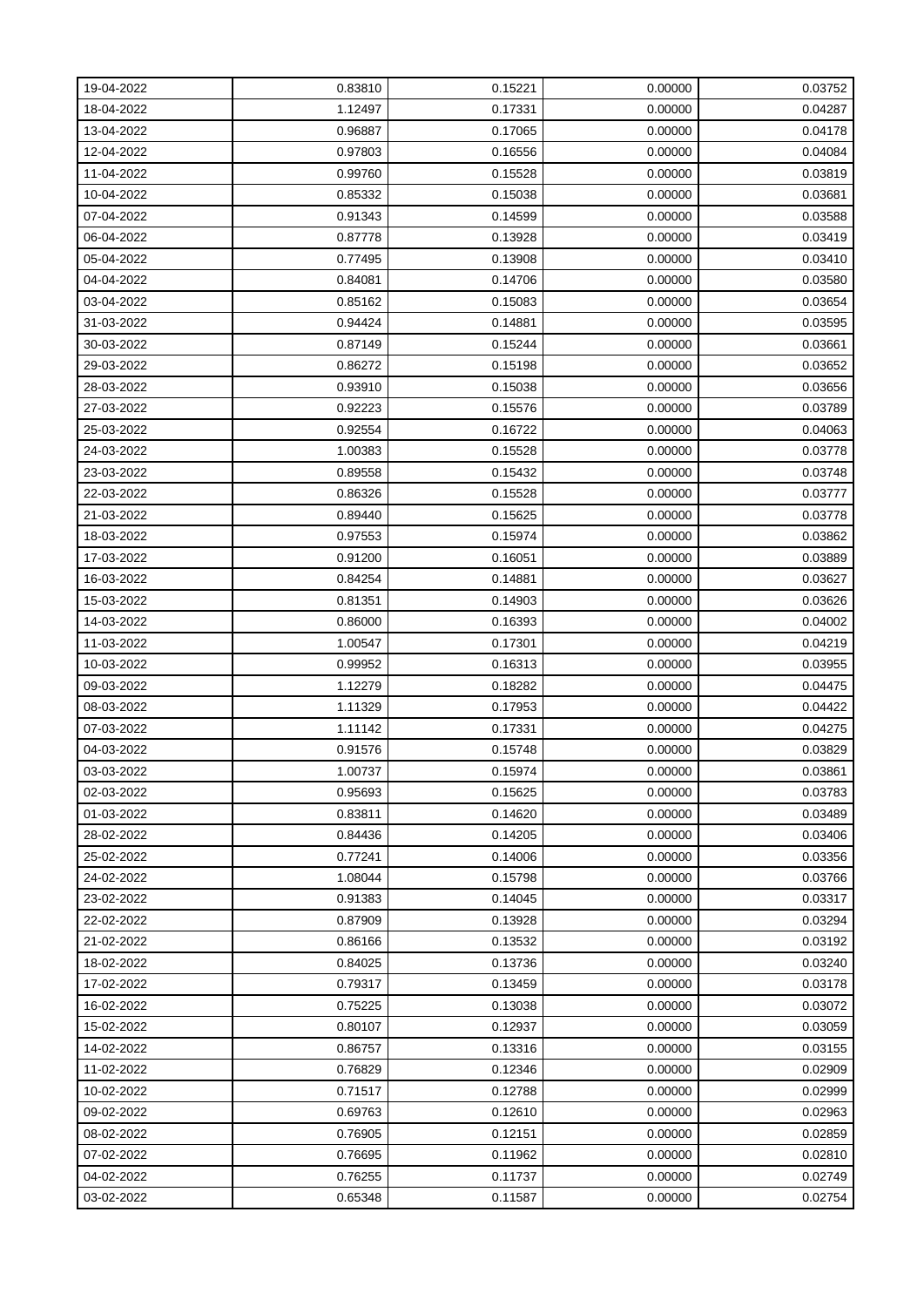| 19-04-2022 | 0.83810 | 0.15221 | 0.00000 | 0.03752 |
|---|---|---|---|---|
| 18-04-2022 | 1.12497 | 0.17331 | 0.00000 | 0.04287 |
| 13-04-2022 | 0.96887 | 0.17065 | 0.00000 | 0.04178 |
| 12-04-2022 | 0.97803 | 0.16556 | 0.00000 | 0.04084 |
| 11-04-2022 | 0.99760 | 0.15528 | 0.00000 | 0.03819 |
| 10-04-2022 | 0.85332 | 0.15038 | 0.00000 | 0.03681 |
| 07-04-2022 | 0.91343 | 0.14599 | 0.00000 | 0.03588 |
| 06-04-2022 | 0.87778 | 0.13928 | 0.00000 | 0.03419 |
| 05-04-2022 | 0.77495 | 0.13908 | 0.00000 | 0.03410 |
| 04-04-2022 | 0.84081 | 0.14706 | 0.00000 | 0.03580 |
| 03-04-2022 | 0.85162 | 0.15083 | 0.00000 | 0.03654 |
| 31-03-2022 | 0.94424 | 0.14881 | 0.00000 | 0.03595 |
| 30-03-2022 | 0.87149 | 0.15244 | 0.00000 | 0.03661 |
| 29-03-2022 | 0.86272 | 0.15198 | 0.00000 | 0.03652 |
| 28-03-2022 | 0.93910 | 0.15038 | 0.00000 | 0.03656 |
| 27-03-2022 | 0.92223 | 0.15576 | 0.00000 | 0.03789 |
| 25-03-2022 | 0.92554 | 0.16722 | 0.00000 | 0.04063 |
| 24-03-2022 | 1.00383 | 0.15528 | 0.00000 | 0.03778 |
| 23-03-2022 | 0.89558 | 0.15432 | 0.00000 | 0.03748 |
| 22-03-2022 | 0.86326 | 0.15528 | 0.00000 | 0.03777 |
| 21-03-2022 | 0.89440 | 0.15625 | 0.00000 | 0.03778 |
| 18-03-2022 | 0.97553 | 0.15974 | 0.00000 | 0.03862 |
| 17-03-2022 | 0.91200 | 0.16051 | 0.00000 | 0.03889 |
| 16-03-2022 | 0.84254 | 0.14881 | 0.00000 | 0.03627 |
| 15-03-2022 | 0.81351 | 0.14903 | 0.00000 | 0.03626 |
| 14-03-2022 | 0.86000 | 0.16393 | 0.00000 | 0.04002 |
| 11-03-2022 | 1.00547 | 0.17301 | 0.00000 | 0.04219 |
| 10-03-2022 | 0.99952 | 0.16313 | 0.00000 | 0.03955 |
| 09-03-2022 | 1.12279 | 0.18282 | 0.00000 | 0.04475 |
| 08-03-2022 | 1.11329 | 0.17953 | 0.00000 | 0.04422 |
| 07-03-2022 | 1.11142 | 0.17331 | 0.00000 | 0.04275 |
| 04-03-2022 | 0.91576 | 0.15748 | 0.00000 | 0.03829 |
| 03-03-2022 | 1.00737 | 0.15974 | 0.00000 | 0.03861 |
| 02-03-2022 | 0.95693 | 0.15625 | 0.00000 | 0.03783 |
| 01-03-2022 | 0.83811 | 0.14620 | 0.00000 | 0.03489 |
| 28-02-2022 | 0.84436 | 0.14205 | 0.00000 | 0.03406 |
| 25-02-2022 | 0.77241 | 0.14006 | 0.00000 | 0.03356 |
| 24-02-2022 | 1.08044 | 0.15798 | 0.00000 | 0.03766 |
| 23-02-2022 | 0.91383 | 0.14045 | 0.00000 | 0.03317 |
| 22-02-2022 | 0.87909 | 0.13928 | 0.00000 | 0.03294 |
| 21-02-2022 | 0.86166 | 0.13532 | 0.00000 | 0.03192 |
| 18-02-2022 | 0.84025 | 0.13736 | 0.00000 | 0.03240 |
| 17-02-2022 | 0.79317 | 0.13459 | 0.00000 | 0.03178 |
| 16-02-2022 | 0.75225 | 0.13038 | 0.00000 | 0.03072 |
| 15-02-2022 | 0.80107 | 0.12937 | 0.00000 | 0.03059 |
| 14-02-2022 | 0.86757 | 0.13316 | 0.00000 | 0.03155 |
| 11-02-2022 | 0.76829 | 0.12346 | 0.00000 | 0.02909 |
| 10-02-2022 | 0.71517 | 0.12788 | 0.00000 | 0.02999 |
| 09-02-2022 | 0.69763 | 0.12610 | 0.00000 | 0.02963 |
| 08-02-2022 | 0.76905 | 0.12151 | 0.00000 | 0.02859 |
| 07-02-2022 | 0.76695 | 0.11962 | 0.00000 | 0.02810 |
| 04-02-2022 | 0.76255 | 0.11737 | 0.00000 | 0.02749 |
| 03-02-2022 | 0.65348 | 0.11587 | 0.00000 | 0.02754 |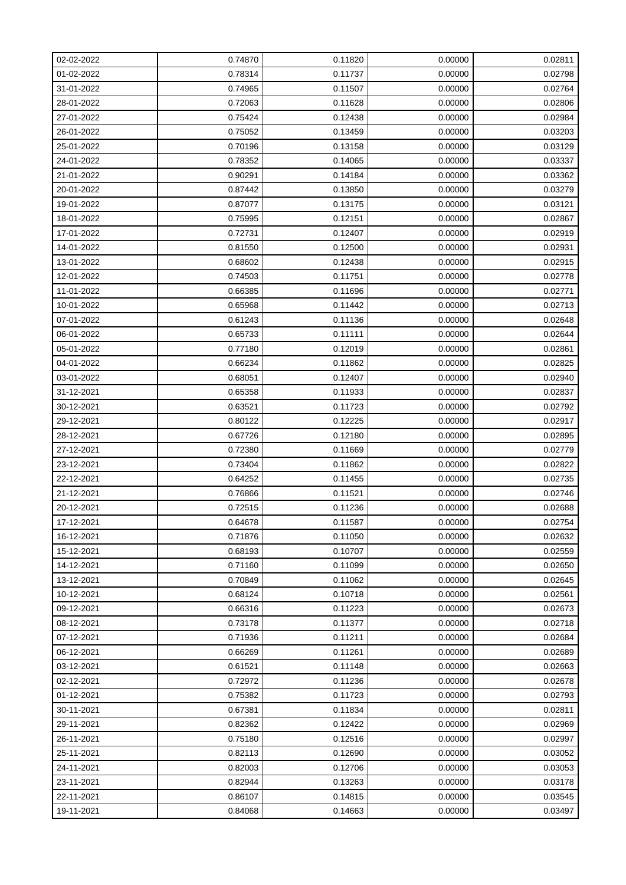| 02-02-2022 | 0.74870 | 0.11820 | 0.00000 | 0.02811 |
|---|---|---|---|---|
| 01-02-2022 | 0.78314 | 0.11737 | 0.00000 | 0.02798 |
| 31-01-2022 | 0.74965 | 0.11507 | 0.00000 | 0.02764 |
| 28-01-2022 | 0.72063 | 0.11628 | 0.00000 | 0.02806 |
| 27-01-2022 | 0.75424 | 0.12438 | 0.00000 | 0.02984 |
| 26-01-2022 | 0.75052 | 0.13459 | 0.00000 | 0.03203 |
| 25-01-2022 | 0.70196 | 0.13158 | 0.00000 | 0.03129 |
| 24-01-2022 | 0.78352 | 0.14065 | 0.00000 | 0.03337 |
| 21-01-2022 | 0.90291 | 0.14184 | 0.00000 | 0.03362 |
| 20-01-2022 | 0.87442 | 0.13850 | 0.00000 | 0.03279 |
| 19-01-2022 | 0.87077 | 0.13175 | 0.00000 | 0.03121 |
| 18-01-2022 | 0.75995 | 0.12151 | 0.00000 | 0.02867 |
| 17-01-2022 | 0.72731 | 0.12407 | 0.00000 | 0.02919 |
| 14-01-2022 | 0.81550 | 0.12500 | 0.00000 | 0.02931 |
| 13-01-2022 | 0.68602 | 0.12438 | 0.00000 | 0.02915 |
| 12-01-2022 | 0.74503 | 0.11751 | 0.00000 | 0.02778 |
| 11-01-2022 | 0.66385 | 0.11696 | 0.00000 | 0.02771 |
| 10-01-2022 | 0.65968 | 0.11442 | 0.00000 | 0.02713 |
| 07-01-2022 | 0.61243 | 0.11136 | 0.00000 | 0.02648 |
| 06-01-2022 | 0.65733 | 0.11111 | 0.00000 | 0.02644 |
| 05-01-2022 | 0.77180 | 0.12019 | 0.00000 | 0.02861 |
| 04-01-2022 | 0.66234 | 0.11862 | 0.00000 | 0.02825 |
| 03-01-2022 | 0.68051 | 0.12407 | 0.00000 | 0.02940 |
| 31-12-2021 | 0.65358 | 0.11933 | 0.00000 | 0.02837 |
| 30-12-2021 | 0.63521 | 0.11723 | 0.00000 | 0.02792 |
| 29-12-2021 | 0.80122 | 0.12225 | 0.00000 | 0.02917 |
| 28-12-2021 | 0.67726 | 0.12180 | 0.00000 | 0.02895 |
| 27-12-2021 | 0.72380 | 0.11669 | 0.00000 | 0.02779 |
| 23-12-2021 | 0.73404 | 0.11862 | 0.00000 | 0.02822 |
| 22-12-2021 | 0.64252 | 0.11455 | 0.00000 | 0.02735 |
| 21-12-2021 | 0.76866 | 0.11521 | 0.00000 | 0.02746 |
| 20-12-2021 | 0.72515 | 0.11236 | 0.00000 | 0.02688 |
| 17-12-2021 | 0.64678 | 0.11587 | 0.00000 | 0.02754 |
| 16-12-2021 | 0.71876 | 0.11050 | 0.00000 | 0.02632 |
| 15-12-2021 | 0.68193 | 0.10707 | 0.00000 | 0.02559 |
| 14-12-2021 | 0.71160 | 0.11099 | 0.00000 | 0.02650 |
| 13-12-2021 | 0.70849 | 0.11062 | 0.00000 | 0.02645 |
| 10-12-2021 | 0.68124 | 0.10718 | 0.00000 | 0.02561 |
| 09-12-2021 | 0.66316 | 0.11223 | 0.00000 | 0.02673 |
| 08-12-2021 | 0.73178 | 0.11377 | 0.00000 | 0.02718 |
| 07-12-2021 | 0.71936 | 0.11211 | 0.00000 | 0.02684 |
| 06-12-2021 | 0.66269 | 0.11261 | 0.00000 | 0.02689 |
| 03-12-2021 | 0.61521 | 0.11148 | 0.00000 | 0.02663 |
| 02-12-2021 | 0.72972 | 0.11236 | 0.00000 | 0.02678 |
| 01-12-2021 | 0.75382 | 0.11723 | 0.00000 | 0.02793 |
| 30-11-2021 | 0.67381 | 0.11834 | 0.00000 | 0.02811 |
| 29-11-2021 | 0.82362 | 0.12422 | 0.00000 | 0.02969 |
| 26-11-2021 | 0.75180 | 0.12516 | 0.00000 | 0.02997 |
| 25-11-2021 | 0.82113 | 0.12690 | 0.00000 | 0.03052 |
| 24-11-2021 | 0.82003 | 0.12706 | 0.00000 | 0.03053 |
| 23-11-2021 | 0.82944 | 0.13263 | 0.00000 | 0.03178 |
| 22-11-2021 | 0.86107 | 0.14815 | 0.00000 | 0.03545 |
| 19-11-2021 | 0.84068 | 0.14663 | 0.00000 | 0.03497 |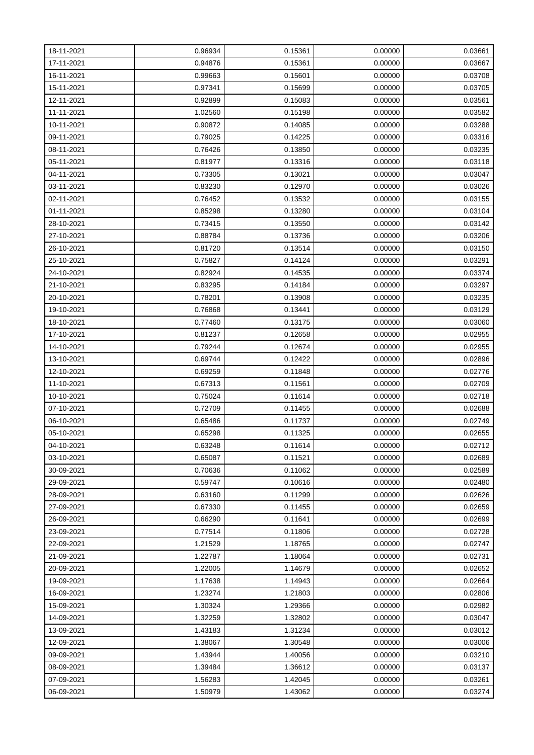| 18-11-2021 | 0.96934 | 0.15361 | 0.00000 | 0.03661 |
|---|---|---|---|---|
| 17-11-2021 | 0.94876 | 0.15361 | 0.00000 | 0.03667 |
| 16-11-2021 | 0.99663 | 0.15601 | 0.00000 | 0.03708 |
| 15-11-2021 | 0.97341 | 0.15699 | 0.00000 | 0.03705 |
| 12-11-2021 | 0.92899 | 0.15083 | 0.00000 | 0.03561 |
| 11-11-2021 | 1.02560 | 0.15198 | 0.00000 | 0.03582 |
| 10-11-2021 | 0.90872 | 0.14085 | 0.00000 | 0.03288 |
| 09-11-2021 | 0.79025 | 0.14225 | 0.00000 | 0.03316 |
| 08-11-2021 | 0.76426 | 0.13850 | 0.00000 | 0.03235 |
| 05-11-2021 | 0.81977 | 0.13316 | 0.00000 | 0.03118 |
| 04-11-2021 | 0.73305 | 0.13021 | 0.00000 | 0.03047 |
| 03-11-2021 | 0.83230 | 0.12970 | 0.00000 | 0.03026 |
| 02-11-2021 | 0.76452 | 0.13532 | 0.00000 | 0.03155 |
| 01-11-2021 | 0.85298 | 0.13280 | 0.00000 | 0.03104 |
| 28-10-2021 | 0.73415 | 0.13550 | 0.00000 | 0.03142 |
| 27-10-2021 | 0.88784 | 0.13736 | 0.00000 | 0.03206 |
| 26-10-2021 | 0.81720 | 0.13514 | 0.00000 | 0.03150 |
| 25-10-2021 | 0.75827 | 0.14124 | 0.00000 | 0.03291 |
| 24-10-2021 | 0.82924 | 0.14535 | 0.00000 | 0.03374 |
| 21-10-2021 | 0.83295 | 0.14184 | 0.00000 | 0.03297 |
| 20-10-2021 | 0.78201 | 0.13908 | 0.00000 | 0.03235 |
| 19-10-2021 | 0.76868 | 0.13441 | 0.00000 | 0.03129 |
| 18-10-2021 | 0.77460 | 0.13175 | 0.00000 | 0.03060 |
| 17-10-2021 | 0.81237 | 0.12658 | 0.00000 | 0.02955 |
| 14-10-2021 | 0.79244 | 0.12674 | 0.00000 | 0.02955 |
| 13-10-2021 | 0.69744 | 0.12422 | 0.00000 | 0.02896 |
| 12-10-2021 | 0.69259 | 0.11848 | 0.00000 | 0.02776 |
| 11-10-2021 | 0.67313 | 0.11561 | 0.00000 | 0.02709 |
| 10-10-2021 | 0.75024 | 0.11614 | 0.00000 | 0.02718 |
| 07-10-2021 | 0.72709 | 0.11455 | 0.00000 | 0.02688 |
| 06-10-2021 | 0.65486 | 0.11737 | 0.00000 | 0.02749 |
| 05-10-2021 | 0.65298 | 0.11325 | 0.00000 | 0.02655 |
| 04-10-2021 | 0.63248 | 0.11614 | 0.00000 | 0.02712 |
| 03-10-2021 | 0.65087 | 0.11521 | 0.00000 | 0.02689 |
| 30-09-2021 | 0.70636 | 0.11062 | 0.00000 | 0.02589 |
| 29-09-2021 | 0.59747 | 0.10616 | 0.00000 | 0.02480 |
| 28-09-2021 | 0.63160 | 0.11299 | 0.00000 | 0.02626 |
| 27-09-2021 | 0.67330 | 0.11455 | 0.00000 | 0.02659 |
| 26-09-2021 | 0.66290 | 0.11641 | 0.00000 | 0.02699 |
| 23-09-2021 | 0.77514 | 0.11806 | 0.00000 | 0.02728 |
| 22-09-2021 | 1.21529 | 1.18765 | 0.00000 | 0.02747 |
| 21-09-2021 | 1.22787 | 1.18064 | 0.00000 | 0.02731 |
| 20-09-2021 | 1.22005 | 1.14679 | 0.00000 | 0.02652 |
| 19-09-2021 | 1.17638 | 1.14943 | 0.00000 | 0.02664 |
| 16-09-2021 | 1.23274 | 1.21803 | 0.00000 | 0.02806 |
| 15-09-2021 | 1.30324 | 1.29366 | 0.00000 | 0.02982 |
| 14-09-2021 | 1.32259 | 1.32802 | 0.00000 | 0.03047 |
| 13-09-2021 | 1.43183 | 1.31234 | 0.00000 | 0.03012 |
| 12-09-2021 | 1.38067 | 1.30548 | 0.00000 | 0.03006 |
| 09-09-2021 | 1.43944 | 1.40056 | 0.00000 | 0.03210 |
| 08-09-2021 | 1.39484 | 1.36612 | 0.00000 | 0.03137 |
| 07-09-2021 | 1.56283 | 1.42045 | 0.00000 | 0.03261 |
| 06-09-2021 | 1.50979 | 1.43062 | 0.00000 | 0.03274 |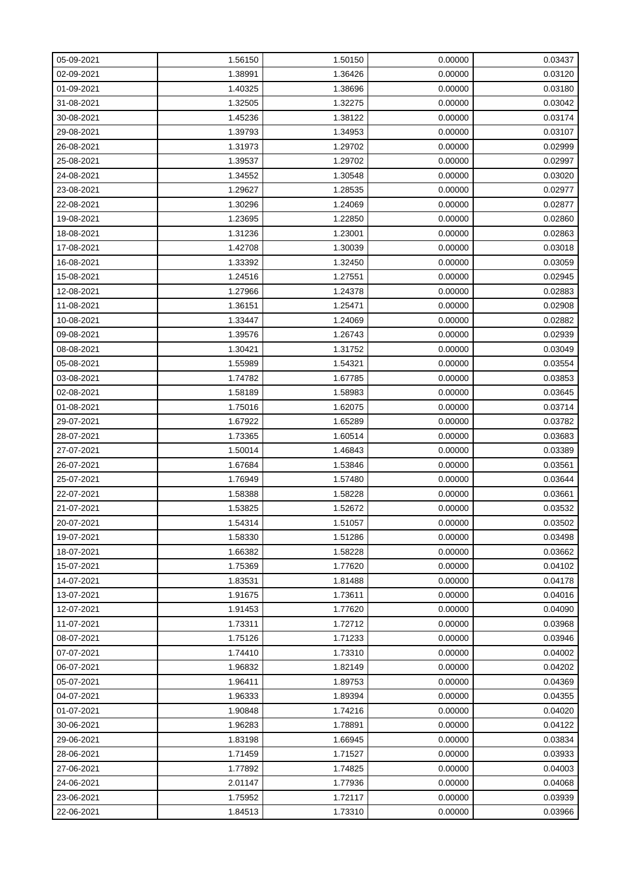| | | | | |
|---|---|---|---|---|
| 05-09-2021 | 1.56150 | 1.50150 | 0.00000 | 0.03437 |
| 02-09-2021 | 1.38991 | 1.36426 | 0.00000 | 0.03120 |
| 01-09-2021 | 1.40325 | 1.38696 | 0.00000 | 0.03180 |
| 31-08-2021 | 1.32505 | 1.32275 | 0.00000 | 0.03042 |
| 30-08-2021 | 1.45236 | 1.38122 | 0.00000 | 0.03174 |
| 29-08-2021 | 1.39793 | 1.34953 | 0.00000 | 0.03107 |
| 26-08-2021 | 1.31973 | 1.29702 | 0.00000 | 0.02999 |
| 25-08-2021 | 1.39537 | 1.29702 | 0.00000 | 0.02997 |
| 24-08-2021 | 1.34552 | 1.30548 | 0.00000 | 0.03020 |
| 23-08-2021 | 1.29627 | 1.28535 | 0.00000 | 0.02977 |
| 22-08-2021 | 1.30296 | 1.24069 | 0.00000 | 0.02877 |
| 19-08-2021 | 1.23695 | 1.22850 | 0.00000 | 0.02860 |
| 18-08-2021 | 1.31236 | 1.23001 | 0.00000 | 0.02863 |
| 17-08-2021 | 1.42708 | 1.30039 | 0.00000 | 0.03018 |
| 16-08-2021 | 1.33392 | 1.32450 | 0.00000 | 0.03059 |
| 15-08-2021 | 1.24516 | 1.27551 | 0.00000 | 0.02945 |
| 12-08-2021 | 1.27966 | 1.24378 | 0.00000 | 0.02883 |
| 11-08-2021 | 1.36151 | 1.25471 | 0.00000 | 0.02908 |
| 10-08-2021 | 1.33447 | 1.24069 | 0.00000 | 0.02882 |
| 09-08-2021 | 1.39576 | 1.26743 | 0.00000 | 0.02939 |
| 08-08-2021 | 1.30421 | 1.31752 | 0.00000 | 0.03049 |
| 05-08-2021 | 1.55989 | 1.54321 | 0.00000 | 0.03554 |
| 03-08-2021 | 1.74782 | 1.67785 | 0.00000 | 0.03853 |
| 02-08-2021 | 1.58189 | 1.58983 | 0.00000 | 0.03645 |
| 01-08-2021 | 1.75016 | 1.62075 | 0.00000 | 0.03714 |
| 29-07-2021 | 1.67922 | 1.65289 | 0.00000 | 0.03782 |
| 28-07-2021 | 1.73365 | 1.60514 | 0.00000 | 0.03683 |
| 27-07-2021 | 1.50014 | 1.46843 | 0.00000 | 0.03389 |
| 26-07-2021 | 1.67684 | 1.53846 | 0.00000 | 0.03561 |
| 25-07-2021 | 1.76949 | 1.57480 | 0.00000 | 0.03644 |
| 22-07-2021 | 1.58388 | 1.58228 | 0.00000 | 0.03661 |
| 21-07-2021 | 1.53825 | 1.52672 | 0.00000 | 0.03532 |
| 20-07-2021 | 1.54314 | 1.51057 | 0.00000 | 0.03502 |
| 19-07-2021 | 1.58330 | 1.51286 | 0.00000 | 0.03498 |
| 18-07-2021 | 1.66382 | 1.58228 | 0.00000 | 0.03662 |
| 15-07-2021 | 1.75369 | 1.77620 | 0.00000 | 0.04102 |
| 14-07-2021 | 1.83531 | 1.81488 | 0.00000 | 0.04178 |
| 13-07-2021 | 1.91675 | 1.73611 | 0.00000 | 0.04016 |
| 12-07-2021 | 1.91453 | 1.77620 | 0.00000 | 0.04090 |
| 11-07-2021 | 1.73311 | 1.72712 | 0.00000 | 0.03968 |
| 08-07-2021 | 1.75126 | 1.71233 | 0.00000 | 0.03946 |
| 07-07-2021 | 1.74410 | 1.73310 | 0.00000 | 0.04002 |
| 06-07-2021 | 1.96832 | 1.82149 | 0.00000 | 0.04202 |
| 05-07-2021 | 1.96411 | 1.89753 | 0.00000 | 0.04369 |
| 04-07-2021 | 1.96333 | 1.89394 | 0.00000 | 0.04355 |
| 01-07-2021 | 1.90848 | 1.74216 | 0.00000 | 0.04020 |
| 30-06-2021 | 1.96283 | 1.78891 | 0.00000 | 0.04122 |
| 29-06-2021 | 1.83198 | 1.66945 | 0.00000 | 0.03834 |
| 28-06-2021 | 1.71459 | 1.71527 | 0.00000 | 0.03933 |
| 27-06-2021 | 1.77892 | 1.74825 | 0.00000 | 0.04003 |
| 24-06-2021 | 2.01147 | 1.77936 | 0.00000 | 0.04068 |
| 23-06-2021 | 1.75952 | 1.72117 | 0.00000 | 0.03939 |
| 22-06-2021 | 1.84513 | 1.73310 | 0.00000 | 0.03966 |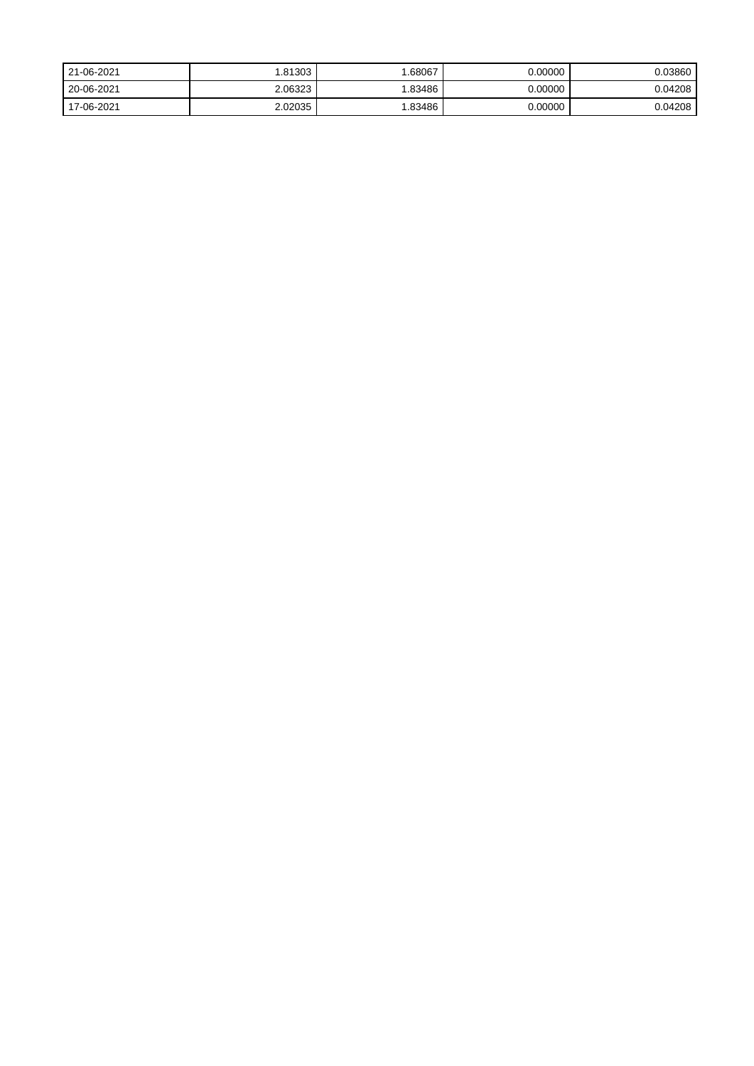| | | | | |
|---|---|---|---|---|
| 21-06-2021 | 1.81303 | 1.68067 | 0.00000 | 0.03860 |
| 20-06-2021 | 2.06323 | 1.83486 | 0.00000 | 0.04208 |
| 17-06-2021 | 2.02035 | 1.83486 | 0.00000 | 0.04208 |